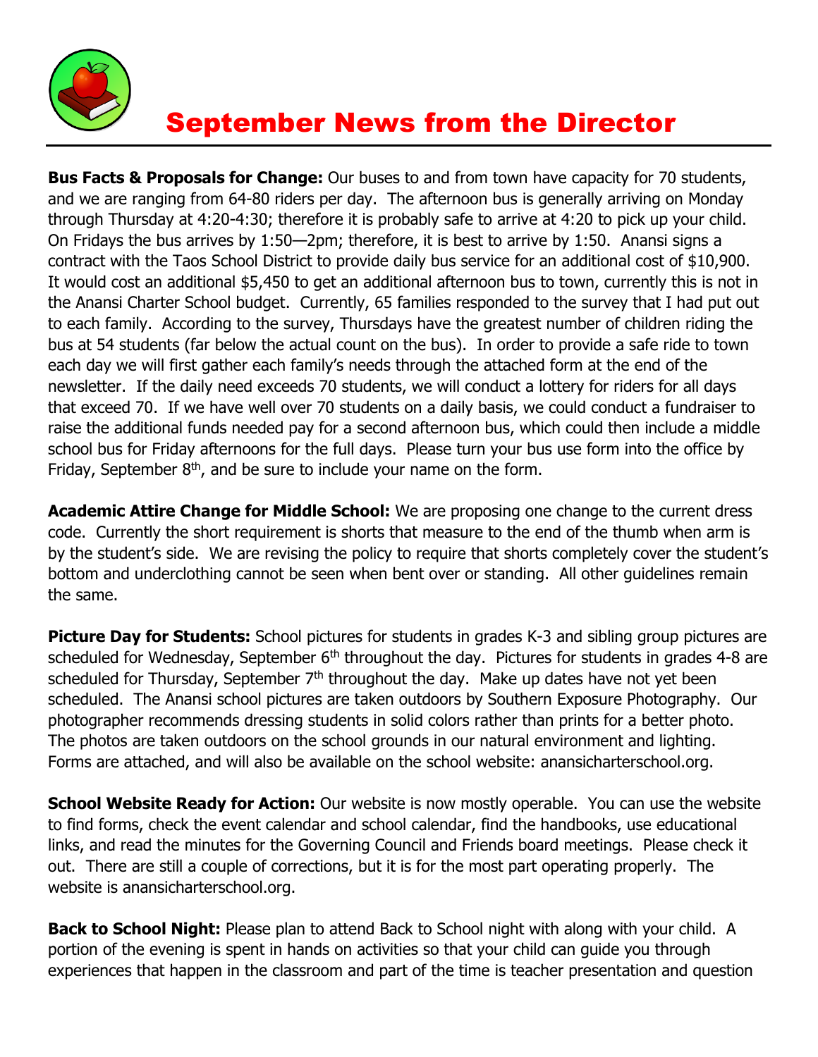# September News from the Director

**Bus Facts & Proposals for Change:** Our buses to and from town have capacity for 70 students, and we are ranging from 64-80 riders per day. The afternoon bus is generally arriving on Monday through Thursday at 4:20-4:30; therefore it is probably safe to arrive at 4:20 to pick up your child. On Fridays the bus arrives by 1:50—2pm; therefore, it is best to arrive by 1:50. Anansi signs a contract with the Taos School District to provide daily bus service for an additional cost of $10,900. It would cost an additional $5,450 to get an additional afternoon bus to town, currently this is not in the Anansi Charter School budget. Currently, 65 families responded to the survey that I had put out to each family. According to the survey, Thursdays have the greatest number of children riding the bus at 54 students (far below the actual count on the bus). In order to provide a safe ride to town each day we will first gather each family's needs through the attached form at the end of the newsletter. If the daily need exceeds 70 students, we will conduct a lottery for riders for all days that exceed 70. If we have well over 70 students on a daily basis, we could conduct a fundraiser to raise the additional funds needed pay for a second afternoon bus, which could then include a middle school bus for Friday afternoons for the full days. Please turn your bus use form into the office by Friday, September 8th, and be sure to include your name on the form.

**Academic Attire Change for Middle School:** We are proposing one change to the current dress code. Currently the short requirement is shorts that measure to the end of the thumb when arm is by the student's side. We are revising the policy to require that shorts completely cover the student's bottom and underclothing cannot be seen when bent over or standing. All other guidelines remain the same.

**Picture Day for Students:** School pictures for students in grades K-3 and sibling group pictures are scheduled for Wednesday, September 6th throughout the day. Pictures for students in grades 4-8 are scheduled for Thursday, September 7th throughout the day. Make up dates have not yet been scheduled. The Anansi school pictures are taken outdoors by Southern Exposure Photography. Our photographer recommends dressing students in solid colors rather than prints for a better photo. The photos are taken outdoors on the school grounds in our natural environment and lighting. Forms are attached, and will also be available on the school website: anansicharterschool.org.

**School Website Ready for Action:** Our website is now mostly operable. You can use the website to find forms, check the event calendar and school calendar, find the handbooks, use educational links, and read the minutes for the Governing Council and Friends board meetings. Please check it out. There are still a couple of corrections, but it is for the most part operating properly. The website is anansicharterschool.org.

**Back to School Night:** Please plan to attend Back to School night with along with your child. A portion of the evening is spent in hands on activities so that your child can guide you through experiences that happen in the classroom and part of the time is teacher presentation and question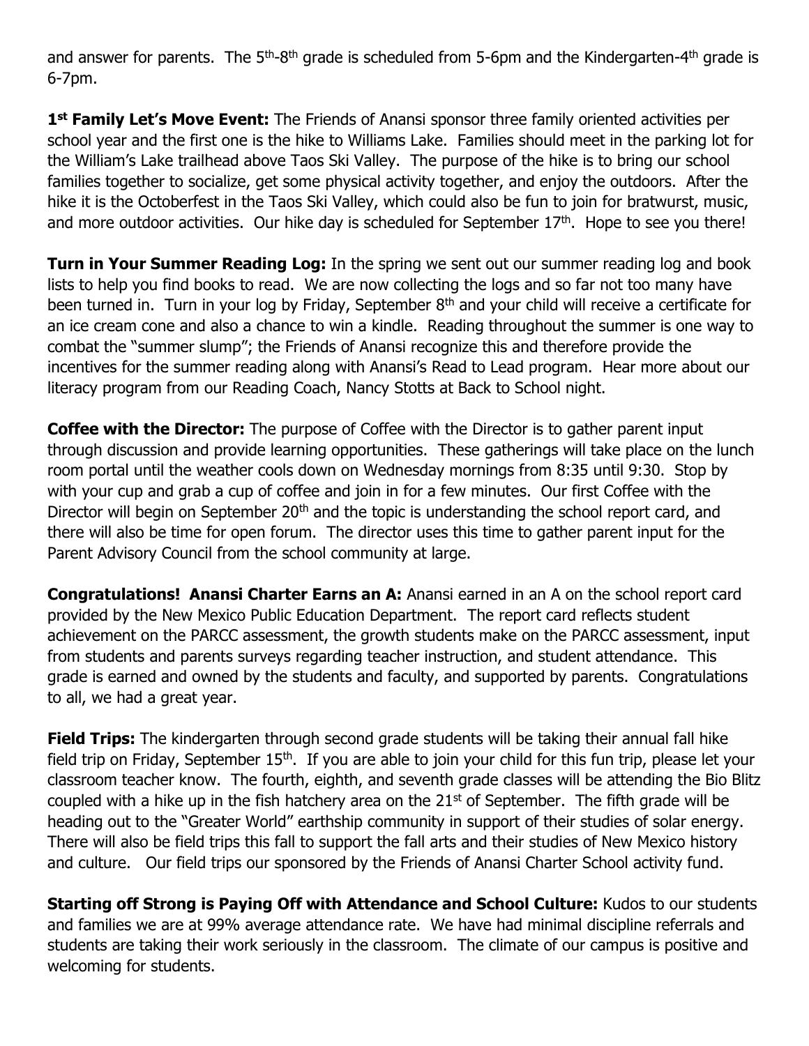and answer for parents. The 5th-8th grade is scheduled from 5-6pm and the Kindergarten-4th grade is 6-7pm.

**1st Family Let's Move Event:** The Friends of Anansi sponsor three family oriented activities per school year and the first one is the hike to Williams Lake. Families should meet in the parking lot for the William's Lake trailhead above Taos Ski Valley. The purpose of the hike is to bring our school families together to socialize, get some physical activity together, and enjoy the outdoors. After the hike it is the Octoberfest in the Taos Ski Valley, which could also be fun to join for bratwurst, music, and more outdoor activities. Our hike day is scheduled for September 17th. Hope to see you there!

**Turn in Your Summer Reading Log:** In the spring we sent out our summer reading log and book lists to help you find books to read. We are now collecting the logs and so far not too many have been turned in. Turn in your log by Friday, September 8th and your child will receive a certificate for an ice cream cone and also a chance to win a kindle. Reading throughout the summer is one way to combat the "summer slump"; the Friends of Anansi recognize this and therefore provide the incentives for the summer reading along with Anansi's Read to Lead program. Hear more about our literacy program from our Reading Coach, Nancy Stotts at Back to School night.

**Coffee with the Director:** The purpose of Coffee with the Director is to gather parent input through discussion and provide learning opportunities. These gatherings will take place on the lunch room portal until the weather cools down on Wednesday mornings from 8:35 until 9:30. Stop by with your cup and grab a cup of coffee and join in for a few minutes. Our first Coffee with the Director will begin on September 20th and the topic is understanding the school report card, and there will also be time for open forum. The director uses this time to gather parent input for the Parent Advisory Council from the school community at large.

**Congratulations! Anansi Charter Earns an A:** Anansi earned in an A on the school report card provided by the New Mexico Public Education Department. The report card reflects student achievement on the PARCC assessment, the growth students make on the PARCC assessment, input from students and parents surveys regarding teacher instruction, and student attendance. This grade is earned and owned by the students and faculty, and supported by parents. Congratulations to all, we had a great year.

**Field Trips:** The kindergarten through second grade students will be taking their annual fall hike field trip on Friday, September 15th. If you are able to join your child for this fun trip, please let your classroom teacher know. The fourth, eighth, and seventh grade classes will be attending the Bio Blitz coupled with a hike up in the fish hatchery area on the 21st of September. The fifth grade will be heading out to the "Greater World" earthship community in support of their studies of solar energy. There will also be field trips this fall to support the fall arts and their studies of New Mexico history and culture. Our field trips our sponsored by the Friends of Anansi Charter School activity fund.

**Starting off Strong is Paying Off with Attendance and School Culture:** Kudos to our students and families we are at 99% average attendance rate. We have had minimal discipline referrals and students are taking their work seriously in the classroom. The climate of our campus is positive and welcoming for students.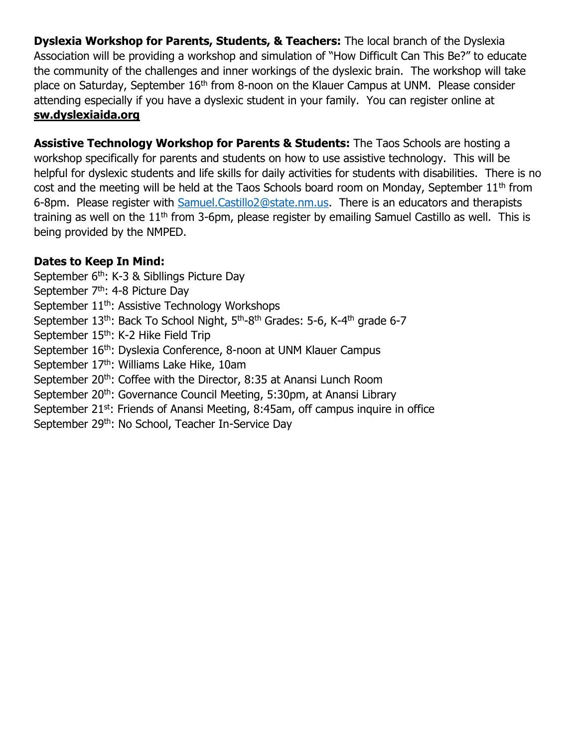**Dyslexia Workshop for Parents, Students, & Teachers:** The local branch of the Dyslexia Association will be providing a workshop and simulation of "How Difficult Can This Be?" to educate the community of the challenges and inner workings of the dyslexic brain. The workshop will take place on Saturday, September 16th from 8-noon on the Klauer Campus at UNM. Please consider attending especially if you have a dyslexic student in your family. You can register online at **sw.dyslexiaida.org**

**Assistive Technology Workshop for Parents & Students:** The Taos Schools are hosting a workshop specifically for parents and students on how to use assistive technology. This will be helpful for dyslexic students and life skills for daily activities for students with disabilities. There is no cost and the meeting will be held at the Taos Schools board room on Monday, September 11th from 6-8pm. Please register with Samuel.Castillo2@state.nm.us. There is an educators and therapists training as well on the 11th from 3-6pm, please register by emailing Samuel Castillo as well. This is being provided by the NMPED.

**Dates to Keep In Mind:**

September 6th: K-3 & Sibllings Picture Day
September 7th: 4-8 Picture Day
September 11th: Assistive Technology Workshops
September 13th: Back To School Night, 5th-8th Grades: 5-6, K-4th grade 6-7
September 15th: K-2 Hike Field Trip
September 16th: Dyslexia Conference, 8-noon at UNM Klauer Campus
September 17th: Williams Lake Hike, 10am
September 20th: Coffee with the Director, 8:35 at Anansi Lunch Room
September 20th: Governance Council Meeting, 5:30pm, at Anansi Library
September 21st: Friends of Anansi Meeting, 8:45am, off campus inquire in office
September 29th: No School, Teacher In-Service Day